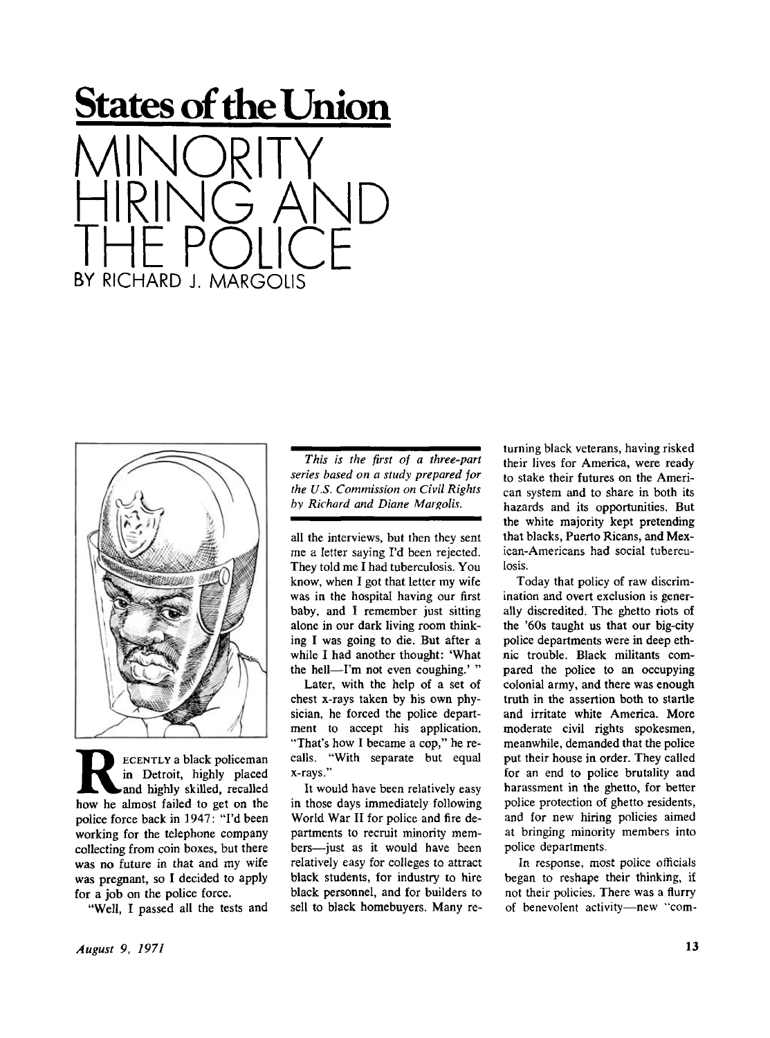# States of the Union

# MINORITY HIRING AND THE POLICE

BY RICHARD J. MARGOLIS

*This is the first of a three-part series based on a study prepared for the U.S. Commission on Civil Rights by Richard and Diane Margolis.*

RECENTLY a black policeman in Detroit, highly placed and highly skilled, recalled how he almost failed to get on the police force back in 1947: "I'd been working for the telephone company collecting from coin boxes, but there was no future in that and my wife was pregnant, so I decided to apply for a job on the police force.

"Well, I passed all the tests and all the interviews, but then they sent me a letter saying I'd been rejected. They told me I had tuberculosis. You know, when I got that letter my wife was in the hospital having our first baby, and I remember just sitting alone in our dark living room thinking I was going to die. But after a while I had another thought: 'What the hell—I'm not even coughing.' "

Later, with the help of a set of chest x-rays taken by his own physician, he forced the police department to accept his application. "That's how I became a cop," he recalls. "With separate but equal x-rays."

It would have been relatively easy in those days immediately following World War II for police and fire departments to recruit minority members—just as it would have been relatively easy for colleges to attract black students, for industry to hire black personnel, and for builders to sell to black homebuyers. Many returning black veterans, having risked their lives for America, were ready to stake their futures on the American system and to share in both its hazards and its opportunities. But the white majority kept pretending that blacks, Puerto Ricans, and Mexican-Americans had social tuberculosis.

Today that policy of raw discrimination and overt exclusion is generally discredited. The ghetto riots of the '60s taught us that our big-city police departments were in deep ethnic trouble. Black militants compared the police to an occupying colonial army, and there was enough truth in the assertion both to startle and irritate white America. More moderate civil rights spokesmen, meanwhile, demanded that the police put their house in order. They called for an end to police brutality and harassment in the ghetto, for better police protection of ghetto residents, and for new hiring policies aimed at bringing minority members into police departments.

In response, most police officials began to reshape their thinking, if not their policies. There was a flurry of benevolent activity—new "com-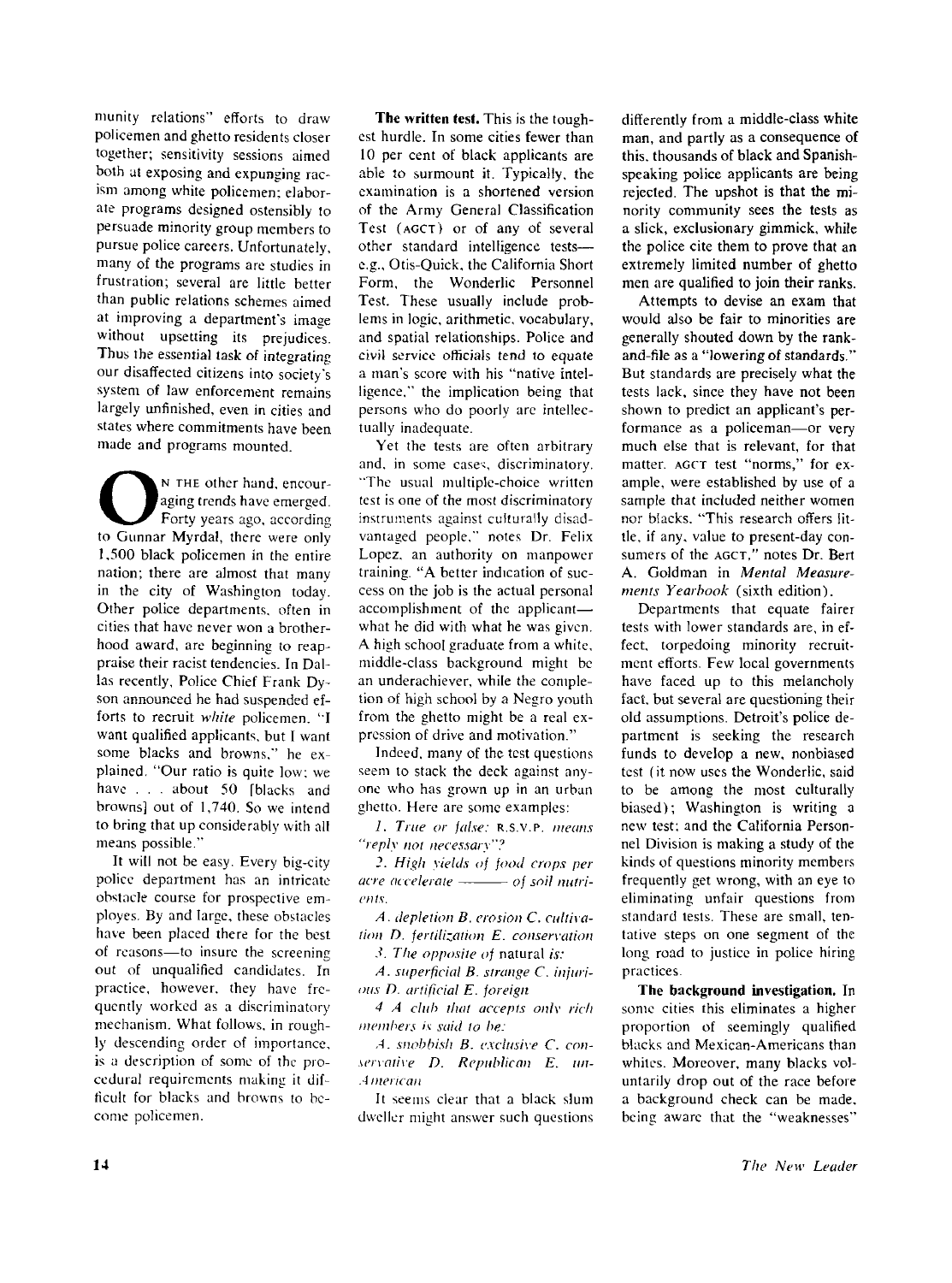munity relations" efforts to draw policemen and ghetto residents closer together; sensitivity sessions aimed both at exposing and expunging racism among white policemen; elaborate programs designed ostensibly to persuade minority group members to pursue police careers. Unfortunately, many of the programs are studies in frustration; several are little better than public relations schemes aimed at improving a department's image without upsetting its prejudices. Thus the essential task of integrating our disaffected citizens into society's system of law enforcement remains largely unfinished, even in cities and states where commitments have been made and programs mounted.

On the other hand, encouraging trends have emerged. Forty years ago, according to Gunnar Myrdal, there were only 1,500 black policemen in the entire nation; there are almost that many in the city of Washington today. Other police departments, often in cities that have never won a brotherhood award, are beginning to reappraise their racist tendencies. In Dallas recently, Police Chief Frank Dyson announced he had suspended efforts to recruit *white* policemen. "I want qualified applicants, but I want some blacks and browns," he explained. "Our ratio is quite low; we have . . . about 50 [blacks and browns] out of 1,740. So we intend to bring that up considerably with all means possible."

It will not be easy. Every big-city police department has an intricate obstacle course for prospective employes. By and large, these obstacles have been placed there for the best of reasons—to insure the screening out of unqualified candidates. In practice, however, they have frequently worked as a discriminatory mechanism. What follows, in roughly descending order of importance, is a description of some of the procedural requirements making it difficult for blacks and browns to become policemen.

**The written test.** This is the toughest hurdle. In some cities fewer than 10 per cent of black applicants are able to surmount it. Typically, the examination is a shortened version of the Army General Classification Test (AGCT) or of any of several other standard intelligence tests—e.g., Otis-Quick, the California Short Form, the Wonderlic Personnel Test. These usually include problems in logic, arithmetic, vocabulary, and spatial relationships. Police and civil service officials tend to equate a man's score with his "native intelligence," the implication being that persons who do poorly are intellectually inadequate.

Yet the tests are often arbitrary and, in some cases, discriminatory. "The usual multiple-choice written test is one of the most discriminatory instruments against culturally disadvantaged people," notes Dr. Felix Lopez, an authority on manpower training. "A better indication of success on the job is the actual personal accomplishment of the applicant—what he did with what he was given. A high school graduate from a white, middle-class background might be an underachiever, while the completion of high school by a Negro youth from the ghetto might be a real expression of drive and motivation."

Indeed, many of the test questions seem to stack the deck against anyone who has grown up in an urban ghetto. Here are some examples:

*1. True or false:* R.S.V.P. *means "reply not necessary"?*

*2. High yields of food crops per acre accelerate ——— of soil nutrients.*

*A. depletion B. erosion C. cultivation D. fertilization E. conservation*

*3. The opposite of* natural *is:*

*A. superficial B. strange C. injurious D. artificial E. foreign*

*4 A club that accepts only rich members is said to be:*

*A. snobbish B. exclusive C. conservative D. Republican E. un-American*

It seems clear that a black slum dweller might answer such questions differently from a middle-class white man, and partly as a consequence of this, thousands of black and Spanish-speaking police applicants are being rejected. The upshot is that the minority community sees the tests as a slick, exclusionary gimmick, while the police cite them to prove that an extremely limited number of ghetto men are qualified to join their ranks.

Attempts to devise an exam that would also be fair to minorities are generally shouted down by the rank-and-file as a "lowering of standards." But standards are precisely what the tests lack, since they have not been shown to predict an applicant's performance as a policeman—or very much else that is relevant, for that matter. AGCT test "norms," for example, were established by use of a sample that included neither women nor blacks. "This research offers little, if any, value to present-day consumers of the AGCT," notes Dr. Bert A. Goldman in *Mental Measurements Yearbook* (sixth edition).

Departments that equate fairer tests with lower standards are, in effect, torpedoing minority recruitment efforts. Few local governments have faced up to this melancholy fact, but several are questioning their old assumptions. Detroit's police department is seeking the research funds to develop a new, nonbiased test (it now uses the Wonderlic, said to be among the most culturally biased); Washington is writing a new test; and the California Personnel Division is making a study of the kinds of questions minority members frequently get wrong, with an eye to eliminating unfair questions from standard tests. These are small, tentative steps on one segment of the long road to justice in police hiring practices.

**The background investigation.** In some cities this eliminates a higher proportion of seemingly qualified blacks and Mexican-Americans than whites. Moreover, many blacks voluntarily drop out of the race before a background check can be made, being aware that the "weaknesses"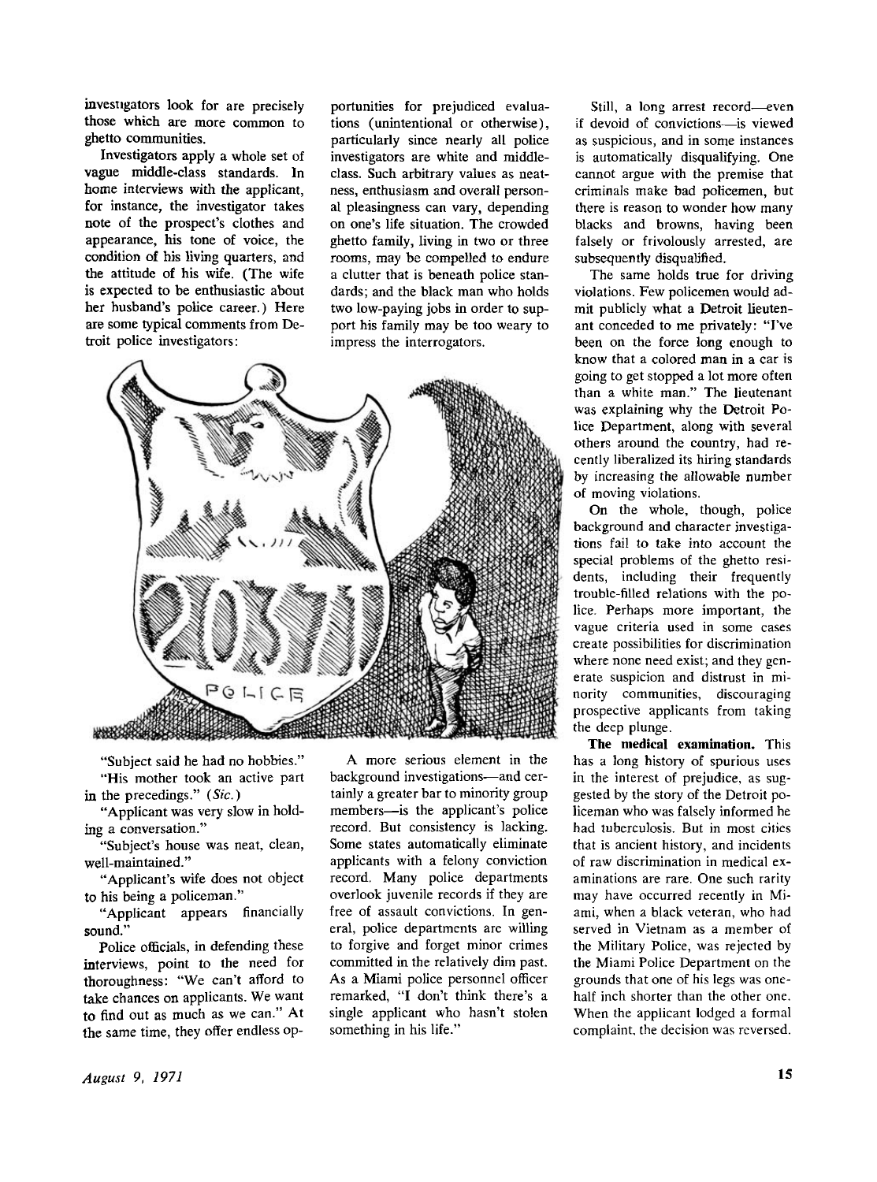investigators look for are precisely those which are more common to ghetto communities.

Investigators apply a whole set of vague middle-class standards. In home interviews with the applicant, for instance, the investigator takes note of the prospect's clothes and appearance, his tone of voice, the condition of his living quarters, and the attitude of his wife. (The wife is expected to be enthusiastic about her husband's police career.) Here are some typical comments from Detroit police investigators:

"Subject said he had no hobbies."

"His mother took an active part in the precedings." (*Sic.*)

"Applicant was very slow in holding a conversation."

"Subject's house was neat, clean, well-maintained."

"Applicant's wife does not object to his being a policeman."

"Applicant appears financially sound."

Police officials, in defending these interviews, point to the need for thoroughness: "We can't afford to take chances on applicants. We want to find out as much as we can." At the same time, they offer endless opportunities for prejudiced evaluations (unintentional or otherwise), particularly since nearly all police investigators are white and middle-class. Such arbitrary values as neatness, enthusiasm and overall personal pleasingness can vary, depending on one's life situation. The crowded ghetto family, living in two or three rooms, may be compelled to endure a clutter that is beneath police standards; and the black man who holds two low-paying jobs in order to support his family may be too weary to impress the interrogators.

A more serious element in the background investigations—and certainly a greater bar to minority group members—is the applicant's police record. But consistency is lacking. Some states automatically eliminate applicants with a felony conviction record. Many police departments overlook juvenile records if they are free of assault convictions. In general, police departments are willing to forgive and forget minor crimes committed in the relatively dim past. As a Miami police personnel officer remarked, "I don't think there's a single applicant who hasn't stolen something in his life."

Still, a long arrest record—even if devoid of convictions—is viewed as suspicious, and in some instances is automatically disqualifying. One cannot argue with the premise that criminals make bad policemen, but there is reason to wonder how many blacks and browns, having been falsely or frivolously arrested, are subsequently disqualified.

The same holds true for driving violations. Few policemen would admit publicly what a Detroit lieutenant conceded to me privately: "I've been on the force long enough to know that a colored man in a car is going to get stopped a lot more often than a white man." The lieutenant was explaining why the Detroit Police Department, along with several others around the country, had recently liberalized its hiring standards by increasing the allowable number of moving violations.

On the whole, though, police background and character investigations fail to take into account the special problems of the ghetto residents, including their frequently trouble-filled relations with the police. Perhaps more important, the vague criteria used in some cases create possibilities for discrimination where none need exist; and they generate suspicion and distrust in minority communities, discouraging prospective applicants from taking the deep plunge.

**The medical examination.** This has a long history of spurious uses in the interest of prejudice, as suggested by the story of the Detroit policeman who was falsely informed he had tuberculosis. But in most cities that is ancient history, and incidents of raw discrimination in medical examinations are rare. One such rarity may have occurred recently in Miami, when a black veteran, who had served in Vietnam as a member of the Military Police, was rejected by the Miami Police Department on the grounds that one of his legs was one-half inch shorter than the other one. When the applicant lodged a formal complaint, the decision was reversed.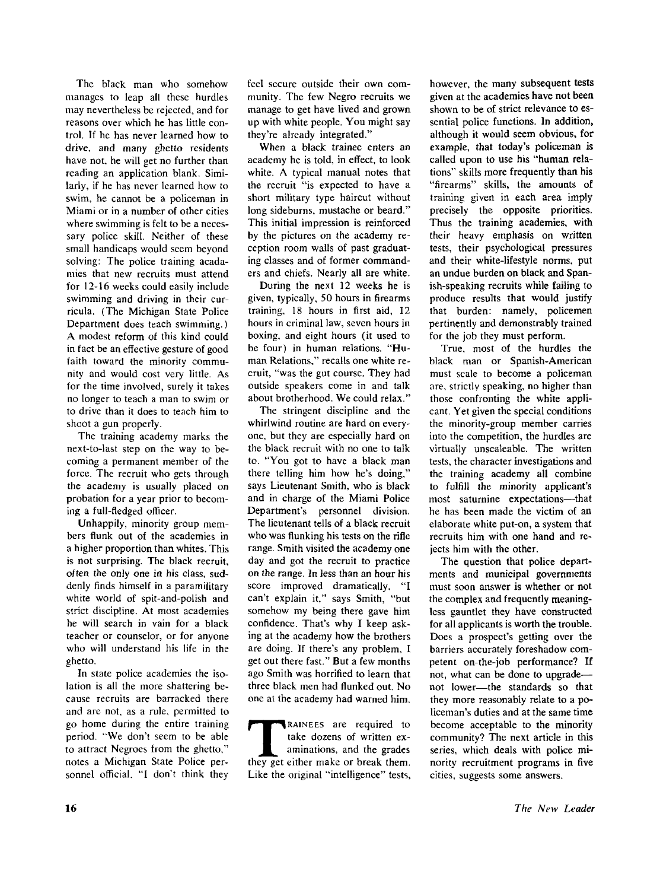The black man who somehow manages to leap all these hurdles may nevertheless be rejected, and for reasons over which he has little control. If he has never learned how to drive, and many ghetto residents have not, he will get no further than reading an application blank. Similarly, if he has never learned how to swim, he cannot be a policeman in Miami or in a number of other cities where swimming is felt to be a necessary police skill. Neither of these small handicaps would seem beyond solving: The police training acadamies that new recruits must attend for 12-16 weeks could easily include swimming and driving in their curricula. (The Michigan State Police Department does teach swimming.) A modest reform of this kind could in fact be an effective gesture of good faith toward the minority community and would cost very little. As for the time involved, surely it takes no longer to teach a man to swim or to drive than it does to teach him to shoot a gun properly.

The training academy marks the next-to-last step on the way to becoming a permanent member of the force. The recruit who gets through the academy is usually placed on probation for a year prior to becoming a full-fledged officer.

Unhappily, minority group members flunk out of the academies in a higher proportion than whites. This is not surprising. The black recruit, often the only one in his class, suddenly finds himself in a paramilitary white world of spit-and-polish and strict discipline. At most academies he will search in vain for a black teacher or counselor, or for anyone who will understand his life in the ghetto.

In state police academies the isolation is all the more shattering because recruits are barracked there and are not, as a rule, permitted to go home during the entire training period. "We don't seem to be able to attract Negroes from the ghetto," notes a Michigan State Police personnel official. "I don't think they feel secure outside their own community. The few Negro recruits we manage to get have lived and grown up with white people. You might say they're already integrated."

When a black trainee enters an academy he is told, in effect, to look white. A typical manual notes that the recruit "is expected to have a short military type haircut without long sideburns, mustache or beard." This initial impression is reinforced by the pictures on the academy reception room walls of past graduating classes and of former commanders and chiefs. Nearly all are white.

During the next 12 weeks he is given, typically, 50 hours in firearms training, 18 hours in first aid, 12 hours in criminal law, seven hours in boxing, and eight hours (it used to be four) in human relations. "Human Relations," recalls one white recruit, "was the gut course. They had outside speakers come in and talk about brotherhood. We could relax."

The stringent discipline and the whirlwind routine are hard on everyone, but they are especially hard on the black recruit with no one to talk to. "You got to have a black man there telling him how he's doing," says Lieutenant Smith, who is black and in charge of the Miami Police Department's personnel division. The lieutenant tells of a black recruit who was flunking his tests on the rifle range. Smith visited the academy one day and got the recruit to practice on the range. In less than an hour his score improved dramatically. "I can't explain it," says Smith, "but somehow my being there gave him confidence. That's why I keep asking at the academy how the brothers are doing. If there's any problem, I get out there fast." But a few months ago Smith was horrified to learn that three black men had flunked out. No one at the academy had warned him.

Trainees are required to take dozens of written examinations, and the grades they get either make or break them. Like the original "intelligence" tests, however, the many subsequent tests given at the academies have not been shown to be of strict relevance to essential police functions. In addition, although it would seem obvious, for example, that today's policeman is called upon to use his "human relations" skills more frequently than his "firearms" skills, the amounts of training given in each area imply precisely the opposite priorities. Thus the training academies, with their heavy emphasis on written tests, their psychological pressures and their white-lifestyle norms, put an undue burden on black and Spanish-speaking recruits while failing to produce results that would justify that burden: namely, policemen pertinently and demonstrably trained for the job they must perform.

True, most of the hurdles the black man or Spanish-American must scale to become a policeman are, strictly speaking, no higher than those confronting the white applicant. Yet given the special conditions the minority-group member carries into the competition, the hurdles are virtually unscaleable. The written tests, the character investigations and the training academy all combine to fulfill the minority applicant's most saturnine expectations—that he has been made the victim of an elaborate white put-on, a system that recruits him with one hand and rejects him with the other.

The question that police departments and municipal governments must soon answer is whether or not the complex and frequently meaningless gauntlet they have constructed for all applicants is worth the trouble. Does a prospect's getting over the barriers accurately foreshadow competent on-the-job performance? If not, what can be done to upgrade—not lower—the standards so that they more reasonably relate to a policeman's duties and at the same time become acceptable to the minority community? The next article in this series, which deals with police minority recruitment programs in five cities, suggests some answers.